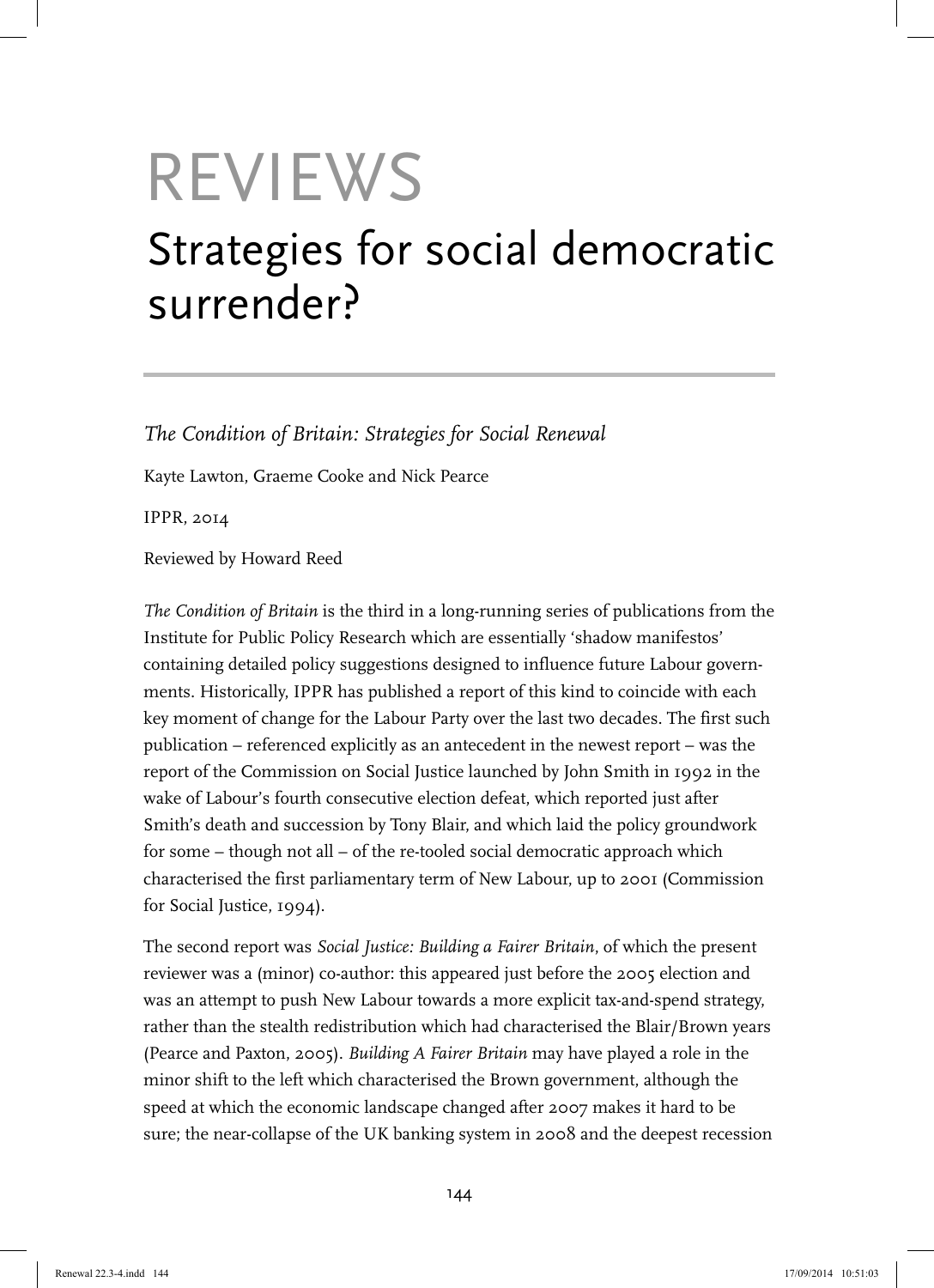# REVIEWS

# Strategies for social democratic surrender?

*The Condition of Britain: Strategies for Social Renewal*

Kayte Lawton, Graeme Cooke and Nick Pearce

IPPR, 2014

Reviewed by Howard Reed

*The Condition of Britain* is the third in a long-running series of publications from the Institute for Public Policy Research which are essentially 'shadow manifestos' containing detailed policy suggestions designed to influence future Labour governments. Historically, IPPR has published a report of this kind to coincide with each key moment of change for the Labour Party over the last two decades. The first such publication – referenced explicitly as an antecedent in the newest report – was the report of the Commission on Social Justice launched by John Smith in 1992 in the wake of Labour's fourth consecutive election defeat, which reported just after Smith's death and succession by Tony Blair, and which laid the policy groundwork for some – though not all – of the re-tooled social democratic approach which characterised the first parliamentary term of New Labour, up to 2001 (Commission for Social Justice, 1994).

The second report was *Social Justice: Building a Fairer Britain*, of which the present reviewer was a (minor) co-author: this appeared just before the 2005 election and was an attempt to push New Labour towards a more explicit tax-and-spend strategy, rather than the stealth redistribution which had characterised the Blair/Brown years (Pearce and Paxton, 2005). *Building A Fairer Britain* may have played a role in the minor shift to the left which characterised the Brown government, although the speed at which the economic landscape changed after 2007 makes it hard to be sure; the near-collapse of the UK banking system in 2008 and the deepest recession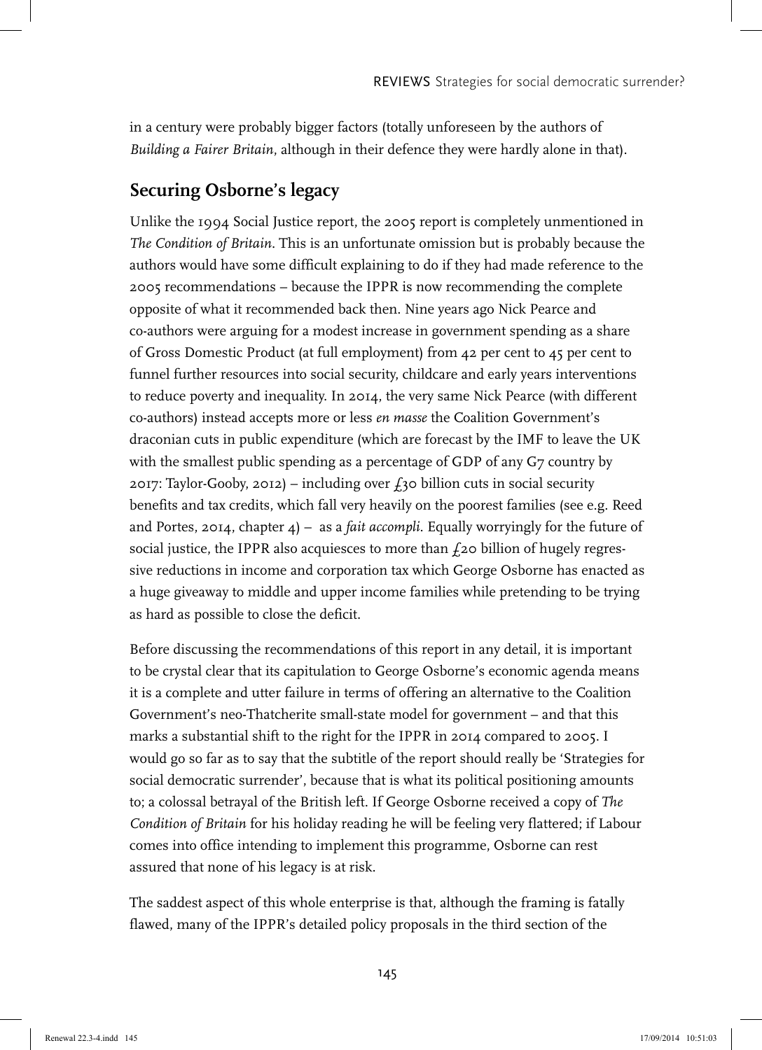in a century were probably bigger factors (totally unforeseen by the authors of *Building a Fairer Britain*, although in their defence they were hardly alone in that).

## Securing Osborne's legacy

Unlike the 1994 Social Justice report, the 2005 report is completely unmentioned in *The Condition of Britain*. This is an unfortunate omission but is probably because the authors would have some difficult explaining to do if they had made reference to the 2005 recommendations – because the IPPR is now recommending the complete opposite of what it recommended back then. Nine years ago Nick Pearce and co-authors were arguing for a modest increase in government spending as a share of Gross Domestic Product (at full employment) from 42 per cent to 45 per cent to funnel further resources into social security, childcare and early years interventions to reduce poverty and inequality. In 2014, the very same Nick Pearce (with different co-authors) instead accepts more or less *en masse* the Coalition Government's draconian cuts in public expenditure (which are forecast by the IMF to leave the UK with the smallest public spending as a percentage of GDP of any G7 country by 2017: Taylor-Gooby, 2012) – including over £30 billion cuts in social security benefits and tax credits, which fall very heavily on the poorest families (see e.g. Reed and Portes, 2014, chapter 4) – as a *fait accompli*. Equally worryingly for the future of social justice, the IPPR also acquiesces to more than £20 billion of hugely regressive reductions in income and corporation tax which George Osborne has enacted as a huge giveaway to middle and upper income families while pretending to be trying as hard as possible to close the deficit.

Before discussing the recommendations of this report in any detail, it is important to be crystal clear that its capitulation to George Osborne's economic agenda means it is a complete and utter failure in terms of offering an alternative to the Coalition Government's neo-Thatcherite small-state model for government – and that this marks a substantial shift to the right for the IPPR in 2014 compared to 2005. I would go so far as to say that the subtitle of the report should really be 'Strategies for social democratic surrender', because that is what its political positioning amounts to; a colossal betrayal of the British left. If George Osborne received a copy of *The Condition of Britain* for his holiday reading he will be feeling very flattered; if Labour comes into office intending to implement this programme, Osborne can rest assured that none of his legacy is at risk.

The saddest aspect of this whole enterprise is that, although the framing is fatally flawed, many of the IPPR's detailed policy proposals in the third section of the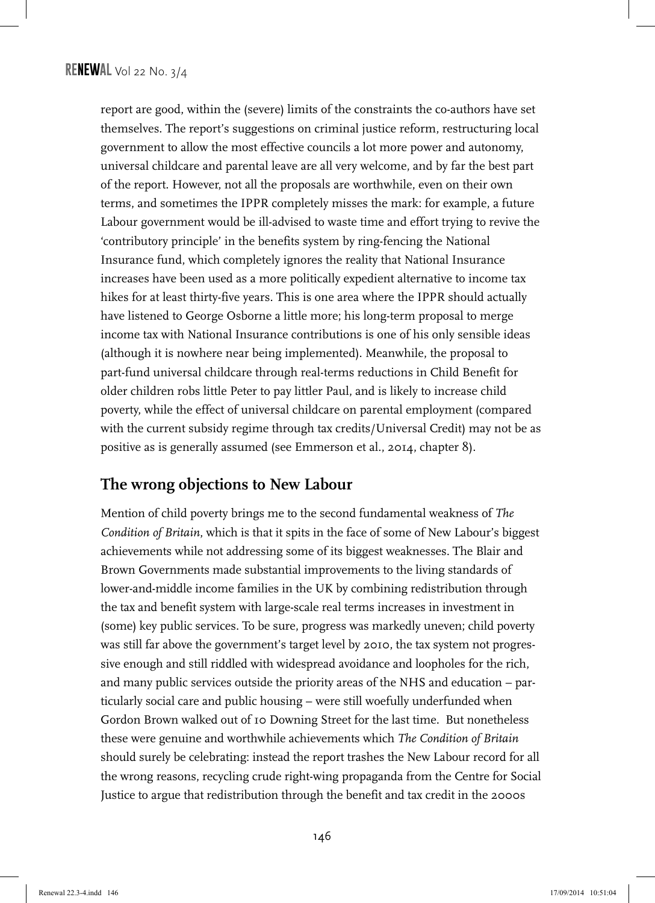report are good, within the (severe) limits of the constraints the co-authors have set themselves. The report's suggestions on criminal justice reform, restructuring local government to allow the most effective councils a lot more power and autonomy, universal childcare and parental leave are all very welcome, and by far the best part of the report. However, not all the proposals are worthwhile, even on their own terms, and sometimes the IPPR completely misses the mark: for example, a future Labour government would be ill-advised to waste time and effort trying to revive the 'contributory principle' in the benefits system by ring-fencing the National Insurance fund, which completely ignores the reality that National Insurance increases have been used as a more politically expedient alternative to income tax hikes for at least thirty-five years. This is one area where the IPPR should actually have listened to George Osborne a little more; his long-term proposal to merge income tax with National Insurance contributions is one of his only sensible ideas (although it is nowhere near being implemented). Meanwhile, the proposal to part-fund universal childcare through real-terms reductions in Child Benefit for older children robs little Peter to pay littler Paul, and is likely to increase child poverty, while the effect of universal childcare on parental employment (compared with the current subsidy regime through tax credits/Universal Credit) may not be as positive as is generally assumed (see Emmerson et al., 2014, chapter 8).

## The wrong objections to New Labour

Mention of child poverty brings me to the second fundamental weakness of *The Condition of Britain*, which is that it spits in the face of some of New Labour's biggest achievements while not addressing some of its biggest weaknesses. The Blair and Brown Governments made substantial improvements to the living standards of lower-and-middle income families in the UK by combining redistribution through the tax and benefit system with large-scale real terms increases in investment in (some) key public services. To be sure, progress was markedly uneven; child poverty was still far above the government's target level by 2010, the tax system not progressive enough and still riddled with widespread avoidance and loopholes for the rich, and many public services outside the priority areas of the NHS and education – particularly social care and public housing – were still woefully underfunded when Gordon Brown walked out of 10 Downing Street for the last time. But nonetheless these were genuine and worthwhile achievements which *The Condition of Britain* should surely be celebrating: instead the report trashes the New Labour record for all the wrong reasons, recycling crude right-wing propaganda from the Centre for Social Justice to argue that redistribution through the benefit and tax credit in the 2000s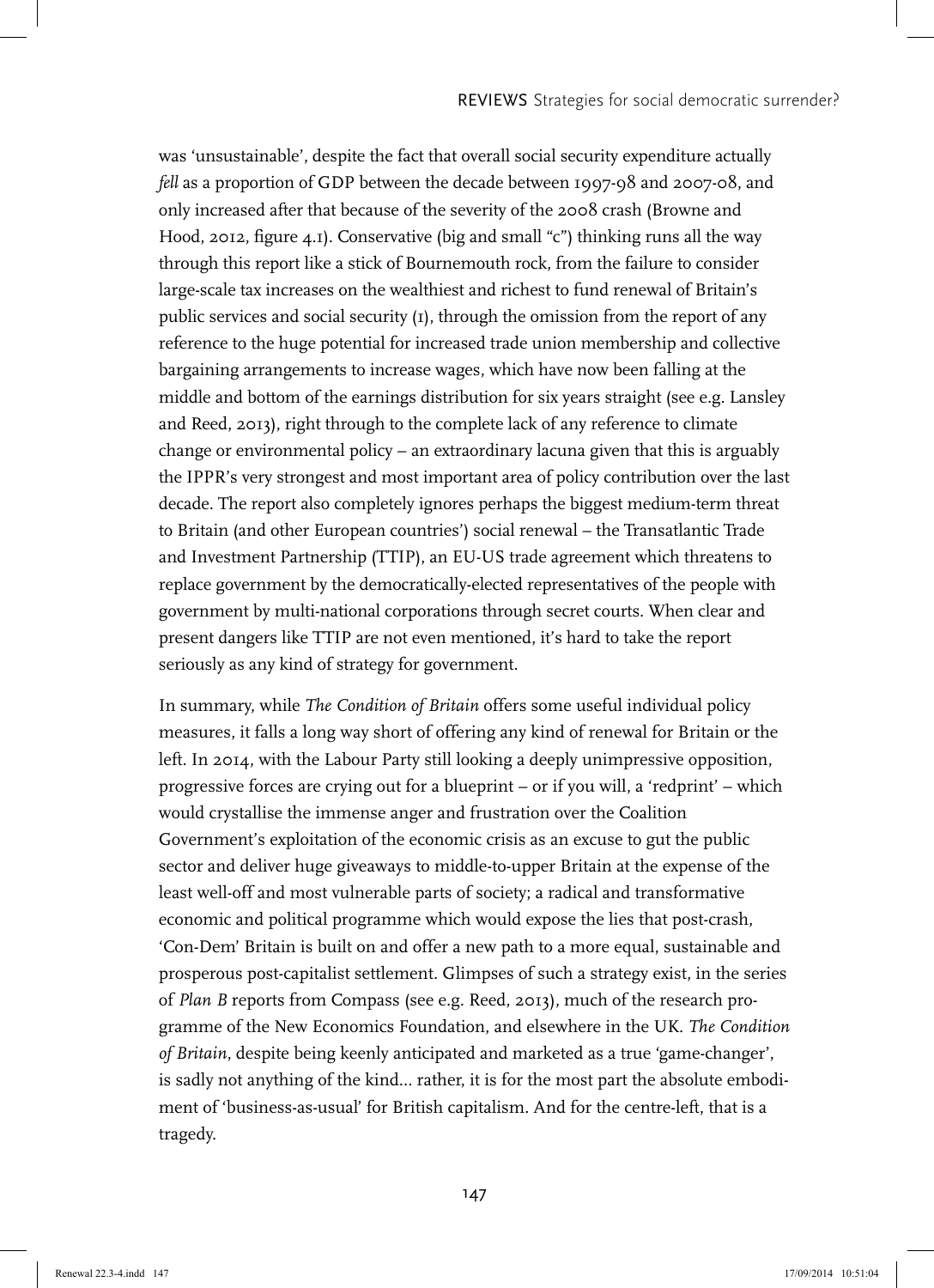was 'unsustainable', despite the fact that overall social security expenditure actually *fell* as a proportion of GDP between the decade between 1997-98 and 2007-08, and only increased after that because of the severity of the 2008 crash (Browne and Hood, 2012, figure 4.1). Conservative (big and small "c") thinking runs all the way through this report like a stick of Bournemouth rock, from the failure to consider large-scale tax increases on the wealthiest and richest to fund renewal of Britain's public services and social security (1), through the omission from the report of any reference to the huge potential for increased trade union membership and collective bargaining arrangements to increase wages, which have now been falling at the middle and bottom of the earnings distribution for six years straight (see e.g. Lansley and Reed, 2013), right through to the complete lack of any reference to climate change or environmental policy – an extraordinary lacuna given that this is arguably the IPPR's very strongest and most important area of policy contribution over the last decade. The report also completely ignores perhaps the biggest medium-term threat to Britain (and other European countries') social renewal – the Transatlantic Trade and Investment Partnership (TTIP), an EU-US trade agreement which threatens to replace government by the democratically-elected representatives of the people with government by multi-national corporations through secret courts. When clear and present dangers like TTIP are not even mentioned, it's hard to take the report seriously as any kind of strategy for government.

In summary, while *The Condition of Britain* offers some useful individual policy measures, it falls a long way short of offering any kind of renewal for Britain or the left. In 2014, with the Labour Party still looking a deeply unimpressive opposition, progressive forces are crying out for a blueprint – or if you will, a 'redprint' – which would crystallise the immense anger and frustration over the Coalition Government's exploitation of the economic crisis as an excuse to gut the public sector and deliver huge giveaways to middle-to-upper Britain at the expense of the least well-off and most vulnerable parts of society; a radical and transformative economic and political programme which would expose the lies that post-crash, 'Con-Dem' Britain is built on and offer a new path to a more equal, sustainable and prosperous post-capitalist settlement. Glimpses of such a strategy exist, in the series of *Plan B* reports from Compass (see e.g. Reed, 2013), much of the research programme of the New Economics Foundation, and elsewhere in the UK. *The Condition of Britain*, despite being keenly anticipated and marketed as a true 'game-changer', is sadly not anything of the kind... rather, it is for the most part the absolute embodiment of 'business-as-usual' for British capitalism. And for the centre-left, that is a tragedy.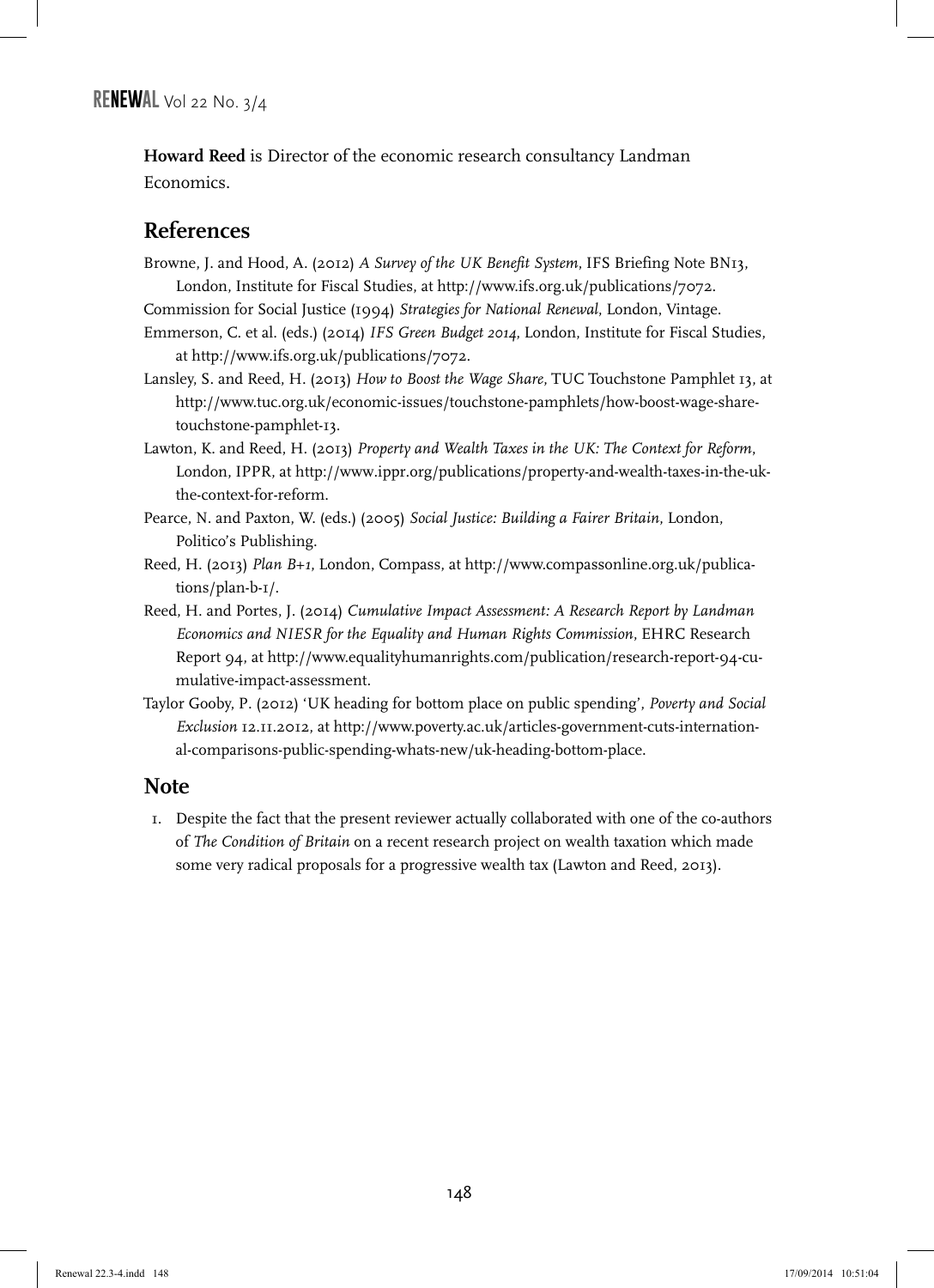**Howard Reed** is Director of the economic research consultancy Landman Economics.

## References

Browne, J. and Hood, A. (2012) *A Survey of the UK Benefit System*, IFS Briefing Note BN13, London, Institute for Fiscal Studies, at http://www.ifs.org.uk/publications/7072.

Commission for Social Justice (1994) *Strategies for National Renewal*, London, Vintage.

Emmerson, C. et al. (eds.) (2014) *IFS Green Budget 2014*, London, Institute for Fiscal Studies, at http://www.ifs.org.uk/publications/7072.

Lansley, S. and Reed, H. (2013) *How to Boost the Wage Share*, TUC Touchstone Pamphlet 13, at http://www.tuc.org.uk/economic-issues/touchstone-pamphlets/how-boost-wage-share-touchstone-pamphlet-13.

Lawton, K. and Reed, H. (2013) *Property and Wealth Taxes in the UK: The Context for Reform*, London, IPPR, at http://www.ippr.org/publications/property-and-wealth-taxes-in-the-uk-the-context-for-reform.

Pearce, N. and Paxton, W. (eds.) (2005) *Social Justice: Building a Fairer Britain*, London, Politico's Publishing.

Reed, H. (2013) *Plan B+1*, London, Compass, at http://www.compassonline.org.uk/publications/plan-b-1/.

Reed, H. and Portes, J. (2014) *Cumulative Impact Assessment: A Research Report by Landman Economics and NIESR for the Equality and Human Rights Commission*, EHRC Research Report 94, at http://www.equalityhumanrights.com/publication/research-report-94-cumulative-impact-assessment.

Taylor Gooby, P. (2012) 'UK heading for bottom place on public spending', *Poverty and Social Exclusion* 12.11.2012, at http://www.poverty.ac.uk/articles-government-cuts-international-comparisons-public-spending-whats-new/uk-heading-bottom-place.

## Note

1. Despite the fact that the present reviewer actually collaborated with one of the co-authors of *The Condition of Britain* on a recent research project on wealth taxation which made some very radical proposals for a progressive wealth tax (Lawton and Reed, 2013).